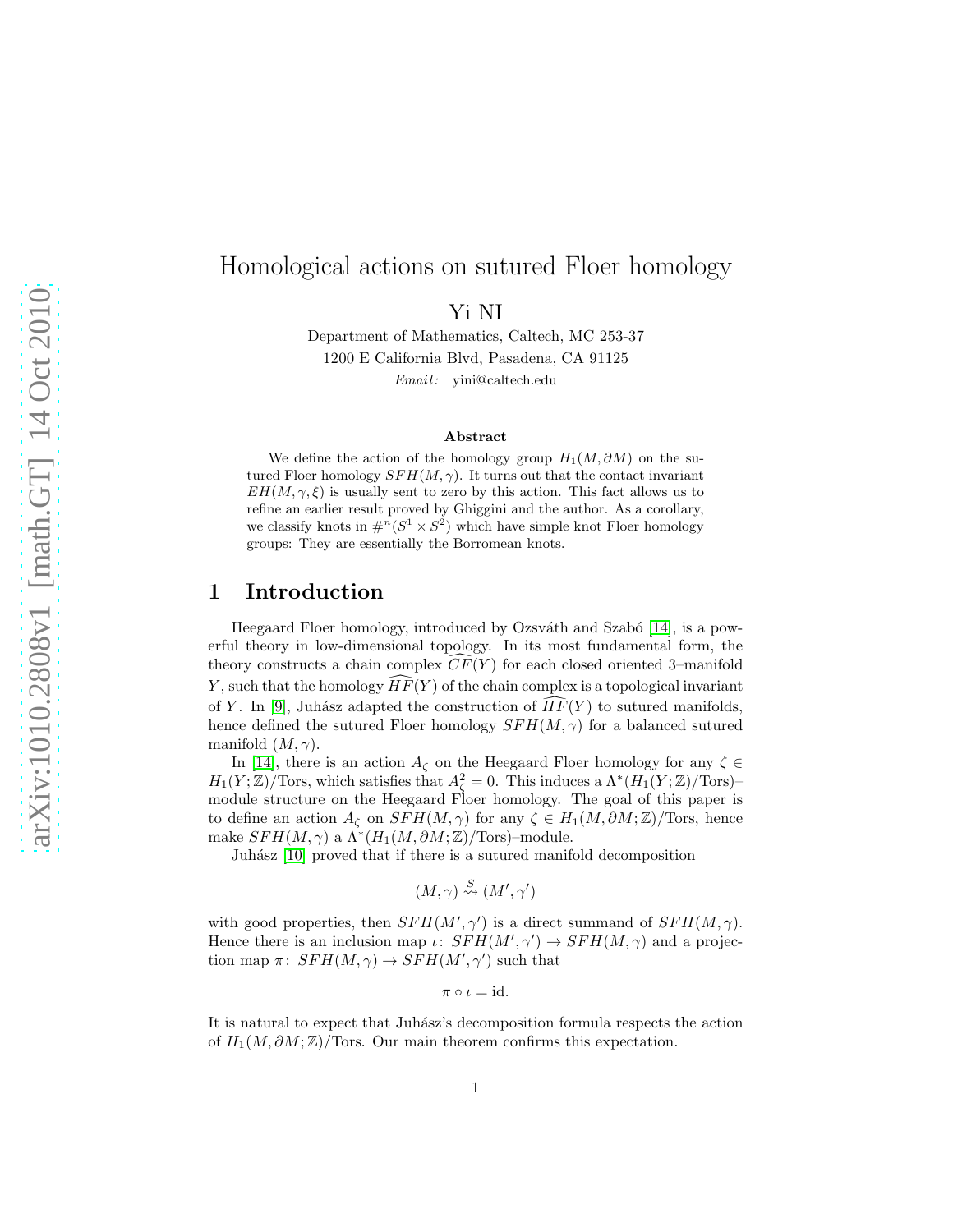# Homological actions on sutured Floer homology

Yi NI

Department of Mathematics, Caltech, MC 253-37
1200 E California Blvd, Pasadena, CA 91125
*Email:* yini@caltech.edu

### Abstract

We define the action of the homology group $H_1(M, \partial M)$ on the sutured Floer homology $SFH(M, \gamma)$. It turns out that the contact invariant $EH(M, \gamma, \xi)$ is usually sent to zero by this action. This fact allows us to refine an earlier result proved by Ghiggini and the author. As a corollary, we classify knots in $\#^n(S^1 \times S^2)$ which have simple knot Floer homology groups: They are essentially the Borromean knots.

## 1 Introduction

Heegaard Floer homology, introduced by Ozsváth and Szabó [14], is a powerful theory in low-dimensional topology. In its most fundamental form, the theory constructs a chain complex $\widehat{CF}(Y)$ for each closed oriented 3–manifold $Y$, such that the homology $\widehat{HF}(Y)$ of the chain complex is a topological invariant of $Y$. In [9], Juhász adapted the construction of $\widehat{HF}(Y)$ to sutured manifolds, hence defined the sutured Floer homology $SFH(M, \gamma)$ for a balanced sutured manifold $(M, \gamma)$.

In [14], there is an action $A_\zeta$ on the Heegaard Floer homology for any $\zeta \in H_1(Y; \mathbb{Z})/\mathrm{Tors}$, which satisfies that $A_\zeta^2 = 0$. This induces a $\Lambda^*(H_1(Y; \mathbb{Z})/\mathrm{Tors})$–module structure on the Heegaard Floer homology. The goal of this paper is to define an action $A_\zeta$ on $SFH(M, \gamma)$ for any $\zeta \in H_1(M, \partial M; \mathbb{Z})/\mathrm{Tors}$, hence make $SFH(M, \gamma)$ a $\Lambda^*(H_1(M, \partial M; \mathbb{Z})/\mathrm{Tors})$–module.

Juhász [10] proved that if there is a sutured manifold decomposition

$$(M, \gamma) \overset{S}{\rightsquigarrow} (M', \gamma')$$

with good properties, then $SFH(M', \gamma')$ is a direct summand of $SFH(M, \gamma)$. Hence there is an inclusion map $\iota\colon SFH(M', \gamma') \to SFH(M, \gamma)$ and a projection map $\pi\colon SFH(M, \gamma) \to SFH(M', \gamma')$ such that

$$\pi \circ \iota = \mathrm{id}.$$

It is natural to expect that Juhász's decomposition formula respects the action of $H_1(M, \partial M; \mathbb{Z})/\mathrm{Tors}$. Our main theorem confirms this expectation.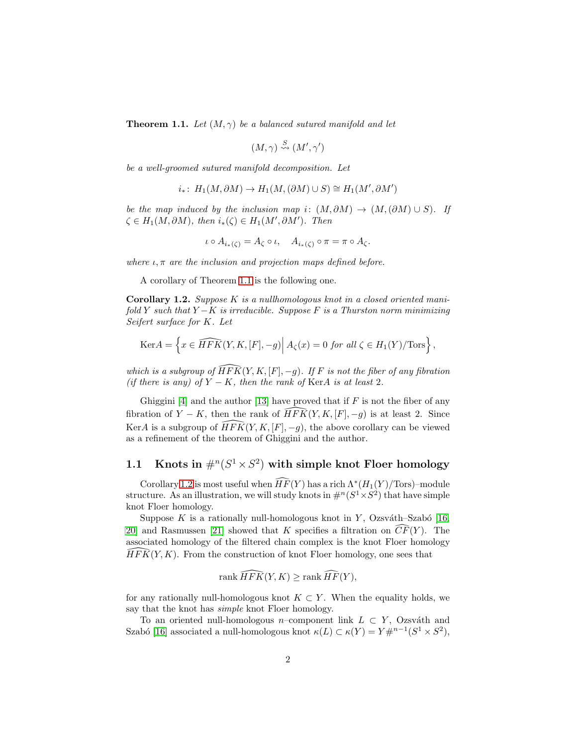**Theorem 1.1.** *Let $(M,\gamma)$ be a balanced sutured manifold and let*

$$(M,\gamma) \stackrel{S}{\rightsquigarrow} (M',\gamma')$$

*be a well-groomed sutured manifold decomposition. Let*

$$i_*\colon H_1(M,\partial M) \to H_1(M,(\partial M)\cup S) \cong H_1(M',\partial M')$$

*be the map induced by the inclusion map $i\colon (M,\partial M) \to (M,(\partial M)\cup S)$. If $\zeta \in H_1(M,\partial M)$, then $i_*(\zeta) \in H_1(M',\partial M')$. Then*

$$\iota \circ A_{i_*(\zeta)} = A_\zeta \circ \iota, \quad A_{i_*(\zeta)} \circ \pi = \pi \circ A_\zeta.$$

*where $\iota, \pi$ are the inclusion and projection maps defined before.*

A corollary of Theorem 1.1 is the following one.

**Corollary 1.2.** *Suppose $K$ is a nullhomologous knot in a closed oriented manifold $Y$ such that $Y - K$ is irreducible. Suppose $F$ is a Thurston norm minimizing Seifert surface for $K$. Let*

$$\mathrm{Ker}A = \left\{ x \in \widehat{HFK}(Y,K,[F],-g) \,\middle|\, A_\zeta(x) = 0 \text{ for all } \zeta \in H_1(Y)/\mathrm{Tors} \right\},$$

*which is a subgroup of $\widehat{HFK}(Y,K,[F],-g)$. If $F$ is not the fiber of any fibration (if there is any) of $Y - K$, then the rank of $\mathrm{Ker}A$ is at least 2.*

Ghiggini [4] and the author [13] have proved that if $F$ is not the fiber of any fibration of $Y - K$, then the rank of $\widehat{HFK}(Y,K,[F],-g)$ is at least 2. Since $\mathrm{Ker}A$ is a subgroup of $\widehat{HFK}(Y,K,[F],-g)$, the above corollary can be viewed as a refinement of the theorem of Ghiggini and the author.

## 1.1 Knots in $\#^n(S^1 \times S^2)$ with simple knot Floer homology

Corollary 1.2 is most useful when $\widehat{HF}(Y)$ has a rich $\Lambda^*(H_1(Y)/\mathrm{Tors})$–module structure. As an illustration, we will study knots in $\#^n(S^1\times S^2)$ that have simple knot Floer homology.

Suppose $K$ is a rationally null-homologous knot in $Y$, Ozsváth–Szabó [16, 20] and Rasmussen [21] showed that $K$ specifies a filtration on $\widehat{CF}(Y)$. The associated homology of the filtered chain complex is the knot Floer homology $\widehat{HFK}(Y,K)$. From the construction of knot Floer homology, one sees that

$$\mathrm{rank}\, \widehat{HFK}(Y,K) \geq \mathrm{rank}\, \widehat{HF}(Y),$$

for any rationally null-homologous knot $K \subset Y$. When the equality holds, we say that the knot has *simple* knot Floer homology.

To an oriented null-homologous $n$–component link $L \subset Y$, Ozsváth and Szabó [16] associated a null-homologous knot $\kappa(L) \subset \kappa(Y) = Y\#^{n-1}(S^1 \times S^2)$,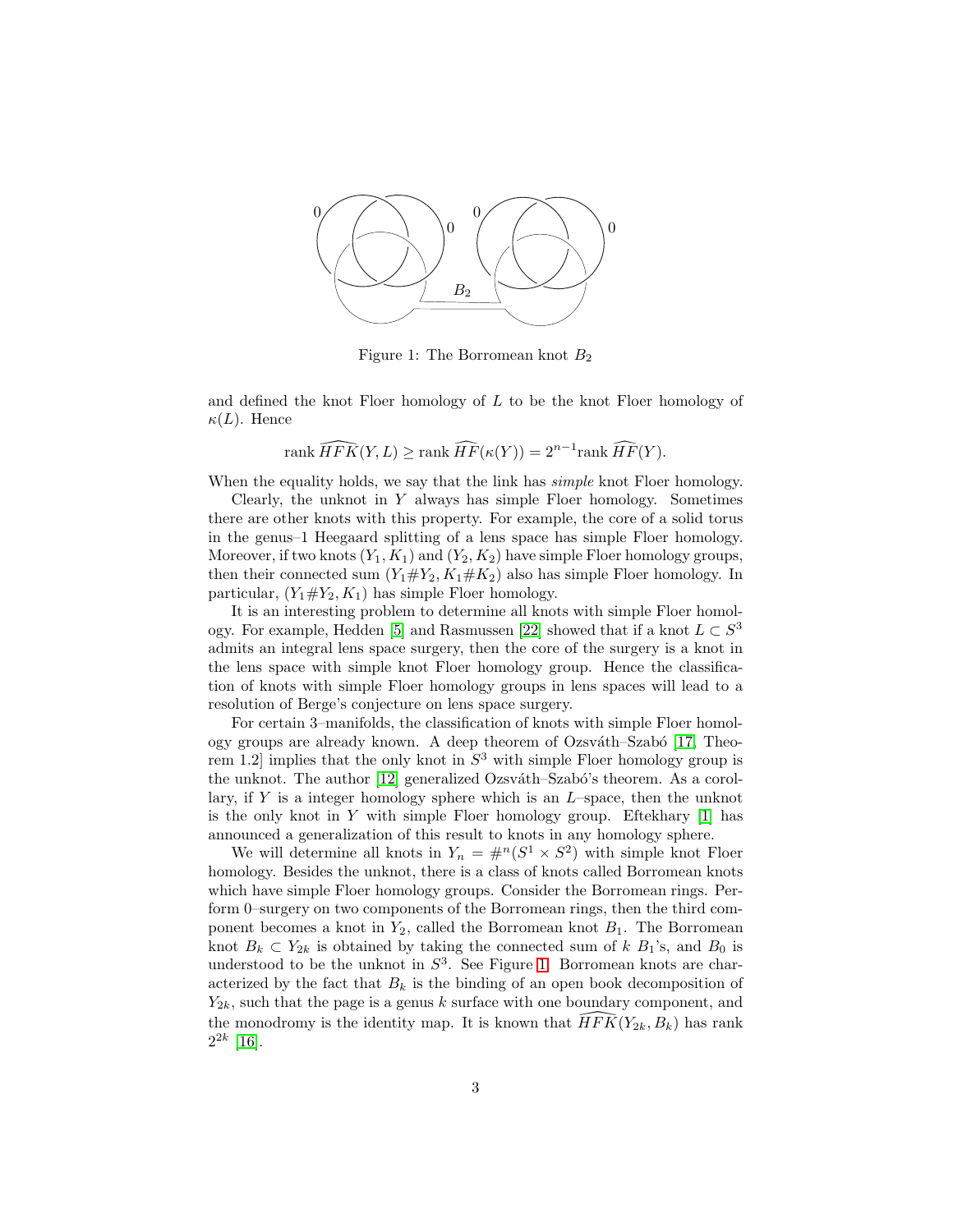Figure 1: The Borromean knot $B_2$

and defined the knot Floer homology of $L$ to be the knot Floer homology of $\kappa(L)$. Hence

$$\operatorname{rank} \widehat{HFK}(Y, L) \geq \operatorname{rank} \widehat{HF}(\kappa(Y)) = 2^{n-1} \operatorname{rank} \widehat{HF}(Y).$$

When the equality holds, we say that the link has *simple* knot Floer homology.

Clearly, the unknot in $Y$ always has simple Floer homology. Sometimes there are other knots with this property. For example, the core of a solid torus in the genus–1 Heegaard splitting of a lens space has simple Floer homology. Moreover, if two knots $(Y_1, K_1)$ and $(Y_2, K_2)$ have simple Floer homology groups, then their connected sum $(Y_1 \# Y_2, K_1 \# K_2)$ also has simple Floer homology. In particular, $(Y_1 \# Y_2, K_1)$ has simple Floer homology.

It is an interesting problem to determine all knots with simple Floer homology. For example, Hedden [5] and Rasmussen [22] showed that if a knot $L \subset S^3$ admits an integral lens space surgery, then the core of the surgery is a knot in the lens space with simple knot Floer homology group. Hence the classification of knots with simple Floer homology groups in lens spaces will lead to a resolution of Berge's conjecture on lens space surgery.

For certain 3–manifolds, the classification of knots with simple Floer homology groups are already known. A deep theorem of Ozsváth–Szabó [17, Theorem 1.2] implies that the only knot in $S^3$ with simple Floer homology group is the unknot. The author [12] generalized Ozsváth–Szabó's theorem. As a corollary, if $Y$ is a integer homology sphere which is an $L$–space, then the unknot is the only knot in $Y$ with simple Floer homology group. Eftekhary [1] has announced a generalization of this result to knots in any homology sphere.

We will determine all knots in $Y_n = \#^n(S^1 \times S^2)$ with simple knot Floer homology. Besides the unknot, there is a class of knots called Borromean knots which have simple Floer homology groups. Consider the Borromean rings. Perform 0–surgery on two components of the Borromean rings, then the third component becomes a knot in $Y_2$, called the Borromean knot $B_1$. The Borromean knot $B_k \subset Y_{2k}$ is obtained by taking the connected sum of $k$ $B_1$'s, and $B_0$ is understood to be the unknot in $S^3$. See Figure 1. Borromean knots are characterized by the fact that $B_k$ is the binding of an open book decomposition of $Y_{2k}$, such that the page is a genus $k$ surface with one boundary component, and the monodromy is the identity map. It is known that $\widehat{HFK}(Y_{2k}, B_k)$ has rank $2^{2k}$ [16].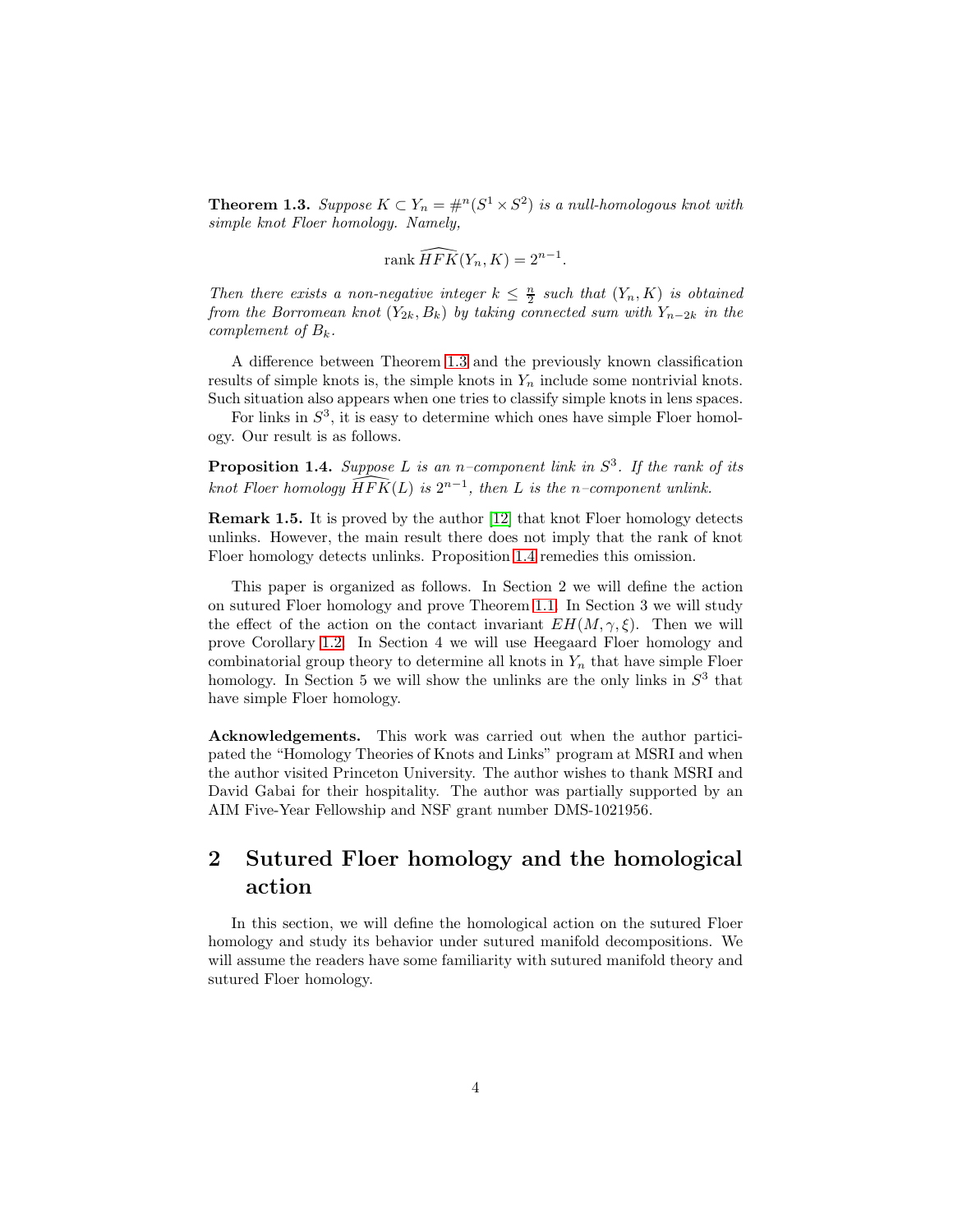**Theorem 1.3.** *Suppose $K \subset Y_n = \#^n(S^1 \times S^2)$ is a null-homologous knot with simple knot Floer homology. Namely,*

$$\operatorname{rank} \widehat{HFK}(Y_n, K) = 2^{n-1}.$$

*Then there exists a non-negative integer $k \le \frac{n}{2}$ such that $(Y_n, K)$ is obtained from the Borromean knot $(Y_{2k}, B_k)$ by taking connected sum with $Y_{n-2k}$ in the complement of $B_k$.*

A difference between Theorem 1.3 and the previously known classification results of simple knots is, the simple knots in $Y_n$ include some nontrivial knots. Such situation also appears when one tries to classify simple knots in lens spaces.

For links in $S^3$, it is easy to determine which ones have simple Floer homology. Our result is as follows.

**Proposition 1.4.** *Suppose $L$ is an $n$–component link in $S^3$. If the rank of its knot Floer homology $\widehat{HFK}(L)$ is $2^{n-1}$, then $L$ is the $n$–component unlink.*

**Remark 1.5.** It is proved by the author [12] that knot Floer homology detects unlinks. However, the main result there does not imply that the rank of knot Floer homology detects unlinks. Proposition 1.4 remedies this omission.

This paper is organized as follows. In Section 2 we will define the action on sutured Floer homology and prove Theorem 1.1. In Section 3 we will study the effect of the action on the contact invariant $EH(M, \gamma, \xi)$. Then we will prove Corollary 1.2. In Section 4 we will use Heegaard Floer homology and combinatorial group theory to determine all knots in $Y_n$ that have simple Floer homology. In Section 5 we will show the unlinks are the only links in $S^3$ that have simple Floer homology.

**Acknowledgements.** This work was carried out when the author participated the "Homology Theories of Knots and Links" program at MSRI and when the author visited Princeton University. The author wishes to thank MSRI and David Gabai for their hospitality. The author was partially supported by an AIM Five-Year Fellowship and NSF grant number DMS-1021956.

## 2 Sutured Floer homology and the homological action

In this section, we will define the homological action on the sutured Floer homology and study its behavior under sutured manifold decompositions. We will assume the readers have some familiarity with sutured manifold theory and sutured Floer homology.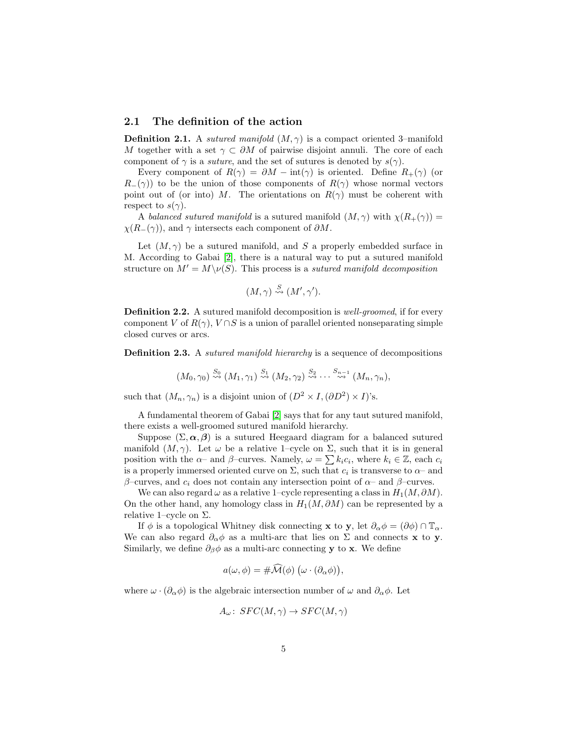### 2.1 The definition of the action

**Definition 2.1.** A *sutured manifold* $(M, \gamma)$ is a compact oriented 3–manifold $M$ together with a set $\gamma \subset \partial M$ of pairwise disjoint annuli. The core of each component of $\gamma$ is a *suture*, and the set of sutures is denoted by $s(\gamma)$.

Every component of $R(\gamma) = \partial M - \mathrm{int}(\gamma)$ is oriented. Define $R_+(\gamma)$ (or $R_-(\gamma)$) to be the union of those components of $R(\gamma)$ whose normal vectors point out of (or into) $M$. The orientations on $R(\gamma)$ must be coherent with respect to $s(\gamma)$.

A *balanced sutured manifold* is a sutured manifold $(M, \gamma)$ with $\chi(R_+(\gamma)) = \chi(R_-(\gamma))$, and $\gamma$ intersects each component of $\partial M$.

Let $(M, \gamma)$ be a sutured manifold, and $S$ a properly embedded surface in M. According to Gabai [2], there is a natural way to put a sutured manifold structure on $M' = M \backslash \nu(S)$. This process is a *sutured manifold decomposition*

$$(M, \gamma) \stackrel{S}{\rightsquigarrow} (M', \gamma').$$

**Definition 2.2.** A sutured manifold decomposition is *well-groomed*, if for every component $V$ of $R(\gamma)$, $V \cap S$ is a union of parallel oriented nonseparating simple closed curves or arcs.

**Definition 2.3.** A *sutured manifold hierarchy* is a sequence of decompositions

$$(M_0, \gamma_0) \stackrel{S_0}{\rightsquigarrow} (M_1, \gamma_1) \stackrel{S_1}{\rightsquigarrow} (M_2, \gamma_2) \stackrel{S_2}{\rightsquigarrow} \cdots \stackrel{S_{n-1}}{\rightsquigarrow} (M_n, \gamma_n),$$

such that $(M_n, \gamma_n)$ is a disjoint union of $(D^2 \times I, (\partial D^2) \times I)$'s.

A fundamental theorem of Gabai [2] says that for any taut sutured manifold, there exists a well-groomed sutured manifold hierarchy.

Suppose $(\Sigma, \boldsymbol{\alpha}, \boldsymbol{\beta})$ is a sutured Heegaard diagram for a balanced sutured manifold $(M, \gamma)$. Let $\omega$ be a relative 1–cycle on $\Sigma$, such that it is in general position with the $\alpha$– and $\beta$–curves. Namely, $\omega = \sum k_i c_i$, where $k_i \in \mathbb{Z}$, each $c_i$ is a properly immersed oriented curve on $\Sigma$, such that $c_i$ is transverse to $\alpha$– and $\beta$–curves, and $c_i$ does not contain any intersection point of $\alpha$– and $\beta$–curves.

We can also regard $\omega$ as a relative 1–cycle representing a class in $H_1(M, \partial M)$. On the other hand, any homology class in $H_1(M, \partial M)$ can be represented by a relative 1–cycle on $\Sigma$.

If $\phi$ is a topological Whitney disk connecting $\mathbf{x}$ to $\mathbf{y}$, let $\partial_\alpha \phi = (\partial \phi) \cap \mathbb{T}_\alpha$. We can also regard $\partial_\alpha \phi$ as a multi-arc that lies on $\Sigma$ and connects $\mathbf{x}$ to $\mathbf{y}$. Similarly, we define $\partial_\beta \phi$ as a multi-arc connecting $\mathbf{y}$ to $\mathbf{x}$. We define

$$a(\omega, \phi) = \#\widehat{\mathcal{M}}(\phi)\left(\omega \cdot (\partial_\alpha \phi)\right),$$

where $\omega \cdot (\partial_\alpha \phi)$ is the algebraic intersection number of $\omega$ and $\partial_\alpha \phi$. Let

$$A_\omega \colon \, SFC(M, \gamma) \to SFC(M, \gamma)$$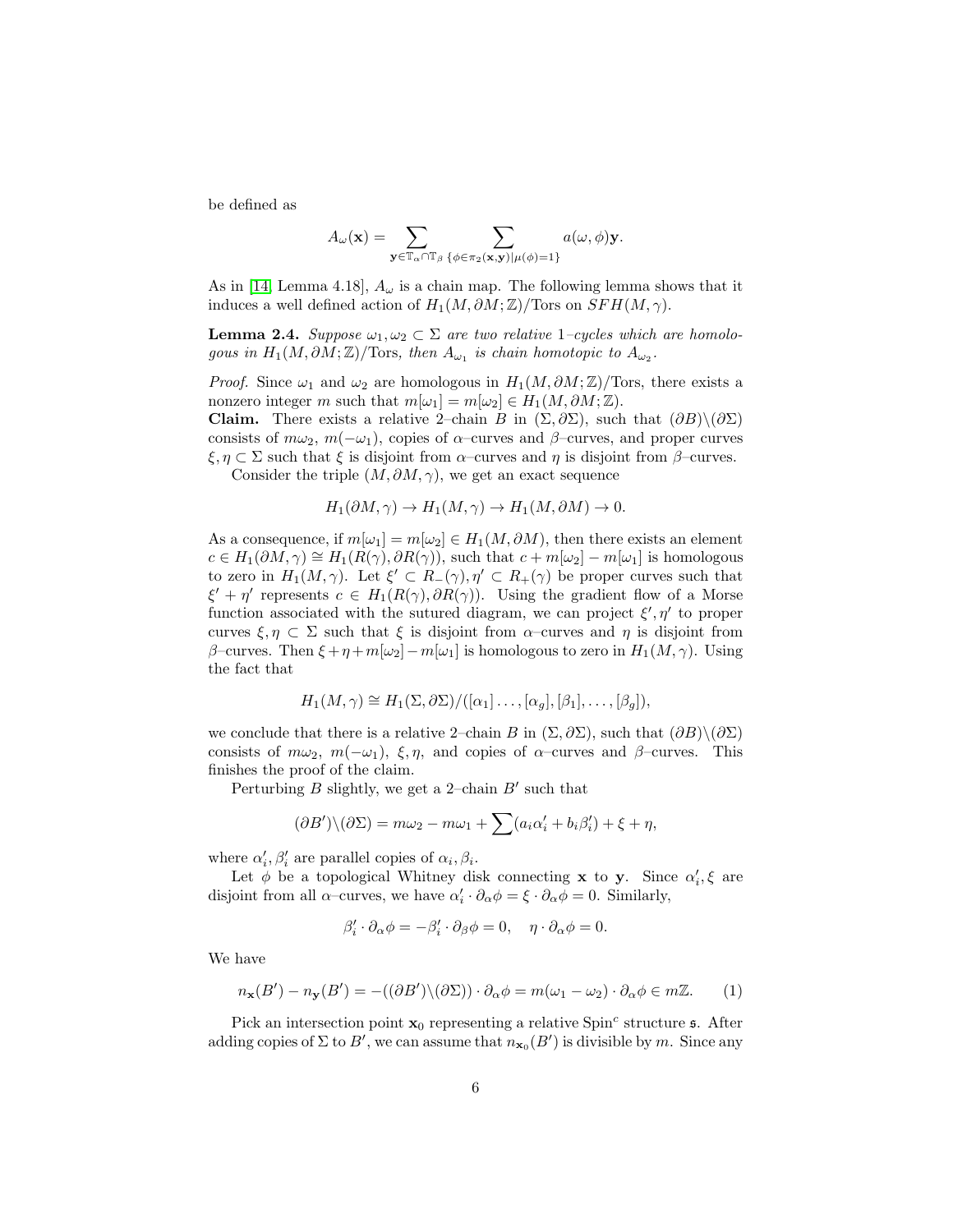be defined as

$$A_\omega(\mathbf{x}) = \sum_{\mathbf{y}\in\mathbb{T}_\alpha\cap\mathbb{T}_\beta}\ \sum_{\{\phi\in\pi_2(\mathbf{x},\mathbf{y})|\mu(\phi)=1\}} a(\omega,\phi)\mathbf{y}.$$

As in [14, Lemma 4.18], $A_\omega$ is a chain map. The following lemma shows that it induces a well defined action of $H_1(M,\partial M;\mathbb{Z})/\mathrm{Tors}$ on $SFH(M,\gamma)$.

**Lemma 2.4.** *Suppose $\omega_1,\omega_2\subset\Sigma$ are two relative 1–cycles which are homologous in $H_1(M,\partial M;\mathbb{Z})/\mathrm{Tors}$, then $A_{\omega_1}$ is chain homotopic to $A_{\omega_2}$.*

*Proof.* Since $\omega_1$ and $\omega_2$ are homologous in $H_1(M,\partial M;\mathbb{Z})/\mathrm{Tors}$, there exists a nonzero integer $m$ such that $m[\omega_1]=m[\omega_2]\in H_1(M,\partial M;\mathbb{Z})$.

**Claim.** There exists a relative 2–chain $B$ in $(\Sigma,\partial\Sigma)$, such that $(\partial B)\backslash(\partial\Sigma)$ consists of $m\omega_2$, $m(-\omega_1)$, copies of $\alpha$–curves and $\beta$–curves, and proper curves $\xi,\eta\subset\Sigma$ such that $\xi$ is disjoint from $\alpha$–curves and $\eta$ is disjoint from $\beta$–curves.

Consider the triple $(M,\partial M,\gamma)$, we get an exact sequence

$$H_1(\partial M,\gamma)\to H_1(M,\gamma)\to H_1(M,\partial M)\to 0.$$

As a consequence, if $m[\omega_1]=m[\omega_2]\in H_1(M,\partial M)$, then there exists an element $c\in H_1(\partial M,\gamma)\cong H_1(R(\gamma),\partial R(\gamma))$, such that $c+m[\omega_2]-m[\omega_1]$ is homologous to zero in $H_1(M,\gamma)$. Let $\xi'\subset R_-(\gamma),\eta'\subset R_+(\gamma)$ be proper curves such that $\xi'+\eta'$ represents $c\in H_1(R(\gamma),\partial R(\gamma))$. Using the gradient flow of a Morse function associated with the sutured diagram, we can project $\xi',\eta'$ to proper curves $\xi,\eta\subset\Sigma$ such that $\xi$ is disjoint from $\alpha$–curves and $\eta$ is disjoint from $\beta$–curves. Then $\xi+\eta+m[\omega_2]-m[\omega_1]$ is homologous to zero in $H_1(M,\gamma)$. Using the fact that

$$H_1(M,\gamma)\cong H_1(\Sigma,\partial\Sigma)/([\alpha_1]\dots,[\alpha_g],[\beta_1],\dots,[\beta_g]),$$

we conclude that there is a relative 2–chain $B$ in $(\Sigma,\partial\Sigma)$, such that $(\partial B)\backslash(\partial\Sigma)$ consists of $m\omega_2$, $m(-\omega_1)$, $\xi,\eta$, and copies of $\alpha$–curves and $\beta$–curves. This finishes the proof of the claim.

Perturbing $B$ slightly, we get a 2–chain $B'$ such that

$$(\partial B')\backslash(\partial\Sigma)=m\omega_2-m\omega_1+\sum(a_i\alpha_i'+b_i\beta_i')+\xi+\eta,$$

where $\alpha_i',\beta_i'$ are parallel copies of $\alpha_i,\beta_i$.

Let $\phi$ be a topological Whitney disk connecting $\mathbf{x}$ to $\mathbf{y}$. Since $\alpha_i',\xi$ are disjoint from all $\alpha$–curves, we have $\alpha_i'\cdot\partial_\alpha\phi=\xi\cdot\partial_\alpha\phi=0$. Similarly,

$$\beta_i'\cdot\partial_\alpha\phi=-\beta_i'\cdot\partial_\beta\phi=0,\quad \eta\cdot\partial_\alpha\phi=0.$$

We have

$$n_{\mathbf{x}}(B')-n_{\mathbf{y}}(B')=-((\partial B')\backslash(\partial\Sigma))\cdot\partial_\alpha\phi=m(\omega_1-\omega_2)\cdot\partial_\alpha\phi\in m\mathbb{Z}. \qquad (1)$$

Pick an intersection point $\mathbf{x}_0$ representing a relative Spin$^c$ structure $\mathfrak{s}$. After adding copies of $\Sigma$ to $B'$, we can assume that $n_{\mathbf{x}_0}(B')$ is divisible by $m$. Since any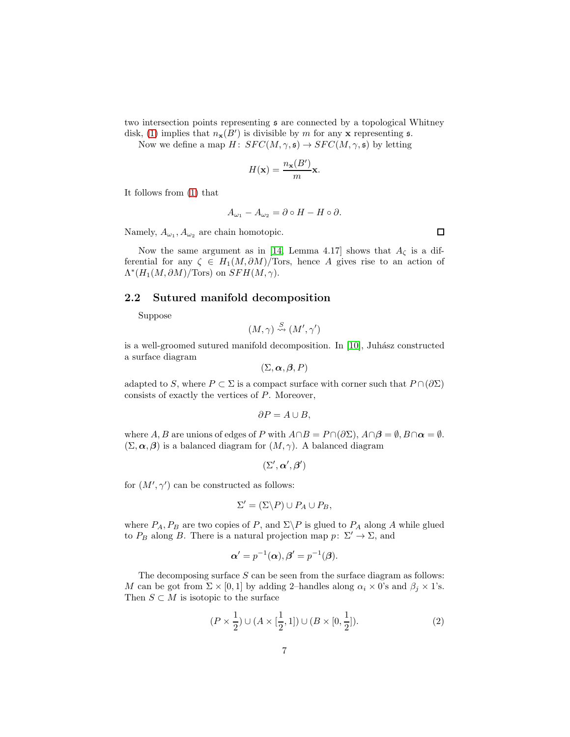two intersection points representing $\mathfrak{s}$ are connected by a topological Whitney disk, (1) implies that $n_{\mathbf{x}}(B')$ is divisible by $m$ for any $\mathbf{x}$ representing $\mathfrak{s}$.

Now we define a map $H\colon SFC(M,\gamma,\mathfrak{s})\to SFC(M,\gamma,\mathfrak{s})$ by letting

$$H(\mathbf{x})=\frac{n_{\mathbf{x}}(B')}{m}\mathbf{x}.$$

It follows from (1) that

$$A_{\omega_1}-A_{\omega_2}=\partial\circ H-H\circ\partial.$$

Namely, $A_{\omega_1},A_{\omega_2}$ are chain homotopic. □

Now the same argument as in [14, Lemma 4.17] shows that $A_\zeta$ is a differential for any $\zeta\in H_1(M,\partial M)/\mathrm{Tors}$, hence $A$ gives rise to an action of $\Lambda^*(H_1(M,\partial M)/\mathrm{Tors})$ on $SFH(M,\gamma)$.

## 2.2 Sutured manifold decomposition

Suppose

$$(M,\gamma)\overset{S}{\rightsquigarrow}(M',\gamma')$$

is a well-groomed sutured manifold decomposition. In [10], Juhász constructed a surface diagram

$$(\Sigma,\boldsymbol{\alpha},\boldsymbol{\beta},P)$$

adapted to $S$, where $P\subset\Sigma$ is a compact surface with corner such that $P\cap(\partial\Sigma)$ consists of exactly the vertices of $P$. Moreover,

$$\partial P=A\cup B,$$

where $A,B$ are unions of edges of $P$ with $A\cap B=P\cap(\partial\Sigma)$, $A\cap\boldsymbol{\beta}=\emptyset$, $B\cap\boldsymbol{\alpha}=\emptyset$. $(\Sigma,\boldsymbol{\alpha},\boldsymbol{\beta})$ is a balanced diagram for $(M,\gamma)$. A balanced diagram

$$(\Sigma',\boldsymbol{\alpha}',\boldsymbol{\beta}')$$

for $(M',\gamma')$ can be constructed as follows:

$$\Sigma'=(\Sigma\backslash P)\cup P_A\cup P_B,$$

where $P_A,P_B$ are two copies of $P$, and $\Sigma\backslash P$ is glued to $P_A$ along $A$ while glued to $P_B$ along $B$. There is a natural projection map $p\colon\Sigma'\to\Sigma$, and

$$\boldsymbol{\alpha}'=p^{-1}(\boldsymbol{\alpha}),\boldsymbol{\beta}'=p^{-1}(\boldsymbol{\beta}).$$

The decomposing surface $S$ can be seen from the surface diagram as follows: $M$ can be got from $\Sigma\times[0,1]$ by adding 2–handles along $\alpha_i\times 0$'s and $\beta_j\times 1$'s. Then $S\subset M$ is isotopic to the surface

$$(P\times\frac{1}{2})\cup(A\times[\frac{1}{2},1])\cup(B\times[0,\frac{1}{2}]).\tag{2}$$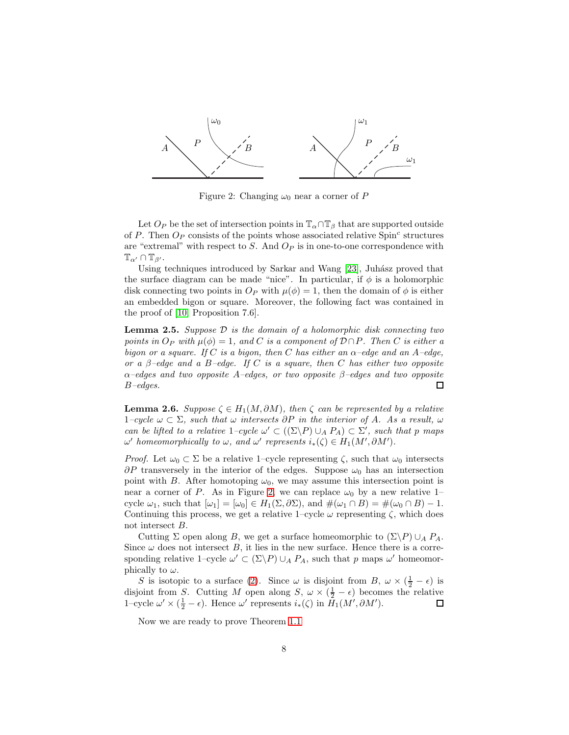Figure 2: Changing $\omega_0$ near a corner of $P$

Let $O_P$ be the set of intersection points in $\mathbb{T}_\alpha \cap \mathbb{T}_\beta$ that are supported outside of $P$. Then $O_P$ consists of the points whose associated relative Spin$^c$ structures are "extremal" with respect to $S$. And $O_P$ is in one-to-one correspondence with $\mathbb{T}_{\alpha'} \cap \mathbb{T}_{\beta'}$.

Using techniques introduced by Sarkar and Wang [23], Juhász proved that the surface diagram can be made "nice". In particular, if $\phi$ is a holomorphic disk connecting two points in $O_P$ with $\mu(\phi) = 1$, then the domain of $\phi$ is either an embedded bigon or square. Moreover, the following fact was contained in the proof of [10, Proposition 7.6].

**Lemma 2.5.** *Suppose $\mathcal{D}$ is the domain of a holomorphic disk connecting two points in $O_P$ with $\mu(\phi) = 1$, and $C$ is a component of $\mathcal{D} \cap P$. Then $C$ is either a bigon or a square. If $C$ is a bigon, then $C$ has either an $\alpha$–edge and an $A$–edge, or a $\beta$–edge and a $B$–edge. If $C$ is a square, then $C$ has either two opposite $\alpha$–edges and two opposite $A$–edges, or two opposite $\beta$–edges and two opposite $B$–edges.* □

**Lemma 2.6.** *Suppose $\zeta \in H_1(M, \partial M)$, then $\zeta$ can be represented by a relative 1–cycle $\omega \subset \Sigma$, such that $\omega$ intersects $\partial P$ in the interior of $A$. As a result, $\omega$ can be lifted to a relative 1–cycle $\omega' \subset ((\Sigma \backslash P) \cup_A P_A) \subset \Sigma'$, such that $p$ maps $\omega'$ homeomorphically to $\omega$, and $\omega'$ represents $i_*(\zeta) \in H_1(M', \partial M')$.*

*Proof.* Let $\omega_0 \subset \Sigma$ be a relative 1–cycle representing $\zeta$, such that $\omega_0$ intersects $\partial P$ transversely in the interior of the edges. Suppose $\omega_0$ has an intersection point with $B$. After homotoping $\omega_0$, we may assume this intersection point is near a corner of $P$. As in Figure 2, we can replace $\omega_0$ by a new relative 1–cycle $\omega_1$, such that $[\omega_1] = [\omega_0] \in H_1(\Sigma, \partial\Sigma)$, and $\#(\omega_1 \cap B) = \#(\omega_0 \cap B) - 1$. Continuing this process, we get a relative 1–cycle $\omega$ representing $\zeta$, which does not intersect $B$.

Cutting $\Sigma$ open along $B$, we get a surface homeomorphic to $(\Sigma \backslash P) \cup_A P_A$. Since $\omega$ does not intersect $B$, it lies in the new surface. Hence there is a corresponding relative 1–cycle $\omega' \subset (\Sigma \backslash P) \cup_A P_A$, such that $p$ maps $\omega'$ homeomorphically to $\omega$.

$S$ is isotopic to a surface (2). Since $\omega$ is disjoint from $B$, $\omega \times (\frac{1}{2} - \epsilon)$ is disjoint from $S$. Cutting $M$ open along $S$, $\omega \times (\frac{1}{2} - \epsilon)$ becomes the relative 1–cycle $\omega' \times (\frac{1}{2} - \epsilon)$. Hence $\omega'$ represents $i_*(\zeta)$ in $H_1(M', \partial M')$. □

Now we are ready to prove Theorem 1.1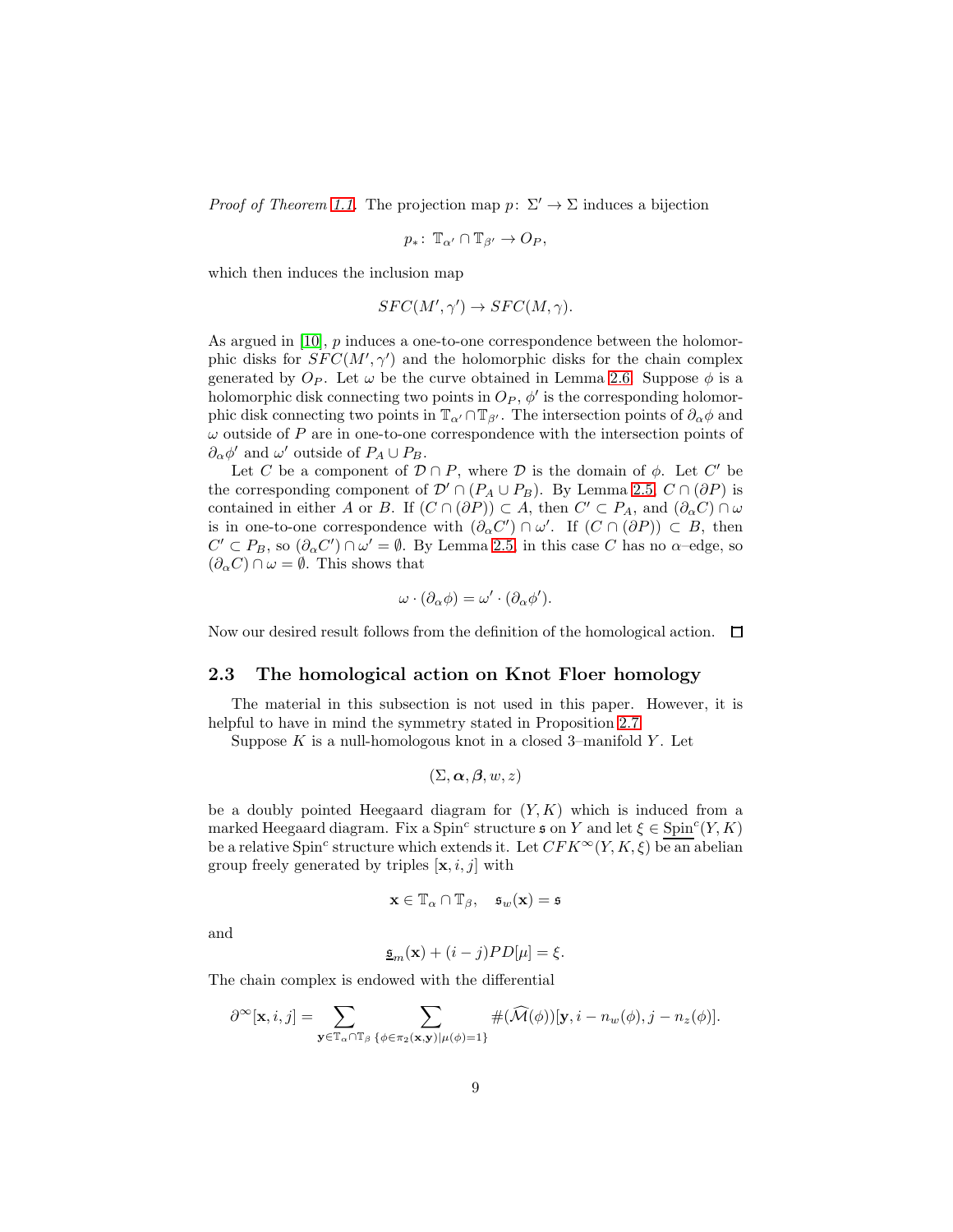*Proof of Theorem 1.1.* The projection map $p\colon\ \Sigma' \to \Sigma$ induces a bijection

$$p_*\colon\ \mathbb{T}_{\alpha'} \cap \mathbb{T}_{\beta'} \to O_P,$$

which then induces the inclusion map

$$SFC(M', \gamma') \to SFC(M, \gamma).$$

As argued in [10], $p$ induces a one-to-one correspondence between the holomorphic disks for $SFC(M', \gamma')$ and the holomorphic disks for the chain complex generated by $O_P$. Let $\omega$ be the curve obtained in Lemma 2.6. Suppose $\phi$ is a holomorphic disk connecting two points in $O_P$, $\phi'$ is the corresponding holomorphic disk connecting two points in $\mathbb{T}_{\alpha'} \cap \mathbb{T}_{\beta'}$. The intersection points of $\partial_\alpha \phi$ and $\omega$ outside of $P$ are in one-to-one correspondence with the intersection points of $\partial_\alpha \phi'$ and $\omega'$ outside of $P_A \cup P_B$.

Let $C$ be a component of $\mathcal{D} \cap P$, where $\mathcal{D}$ is the domain of $\phi$. Let $C'$ be the corresponding component of $\mathcal{D}' \cap (P_A \cup P_B)$. By Lemma 2.5, $C \cap (\partial P)$ is contained in either $A$ or $B$. If $(C \cap (\partial P)) \subset A$, then $C' \subset P_A$, and $(\partial_\alpha C) \cap \omega$ is in one-to-one correspondence with $(\partial_\alpha C') \cap \omega'$. If $(C \cap (\partial P)) \subset B$, then $C' \subset P_B$, so $(\partial_\alpha C') \cap \omega' = \emptyset$. By Lemma 2.5, in this case $C$ has no $\alpha$–edge, so $(\partial_\alpha C) \cap \omega = \emptyset$. This shows that

$$\omega \cdot (\partial_\alpha \phi) = \omega' \cdot (\partial_\alpha \phi').$$

Now our desired result follows from the definition of the homological action. $\square$

### 2.3 The homological action on Knot Floer homology

The material in this subsection is not used in this paper. However, it is helpful to have in mind the symmetry stated in Proposition 2.7.

Suppose $K$ is a null-homologous knot in a closed 3–manifold $Y$. Let

$$(\Sigma, \boldsymbol{\alpha}, \boldsymbol{\beta}, w, z)$$

be a doubly pointed Heegaard diagram for $(Y, K)$ which is induced from a marked Heegaard diagram. Fix a $\text{Spin}^c$ structure $\mathfrak{s}$ on $Y$ and let $\xi \in \underline{\text{Spin}^c}(Y, K)$ be a relative $\text{Spin}^c$ structure which extends it. Let $CFK^\infty(Y, K, \xi)$ be an abelian group freely generated by triples $[\mathbf{x}, i, j]$ with

$$\mathbf{x} \in \mathbb{T}_\alpha \cap \mathbb{T}_\beta, \quad \mathfrak{s}_w(\mathbf{x}) = \mathfrak{s}$$

and

$$\underline{\mathfrak{s}}_m(\mathbf{x}) + (i - j)PD[\mu] = \xi.$$

The chain complex is endowed with the differential

$$\partial^\infty [\mathbf{x}, i, j] = \sum_{\mathbf{y} \in \mathbb{T}_\alpha \cap \mathbb{T}_\beta} \sum_{\{\phi \in \pi_2(\mathbf{x}, \mathbf{y}) | \mu(\phi) = 1\}} \#(\widehat{\mathcal{M}}(\phi))[\mathbf{y}, i - n_w(\phi), j - n_z(\phi)].$$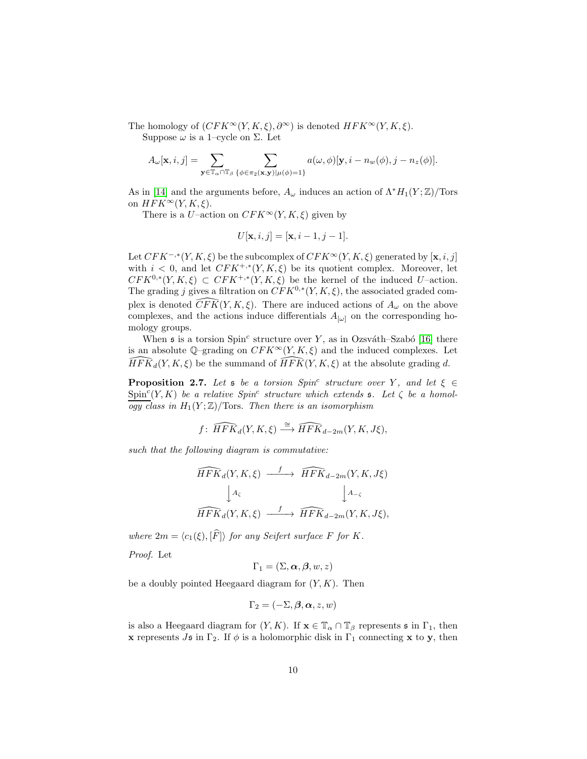The homology of $(CFK^\infty(Y,K,\xi),\partial^\infty)$ is denoted $HFK^\infty(Y,K,\xi)$.

Suppose $\omega$ is a 1–cycle on $\Sigma$. Let

$$A_\omega[\mathbf{x},i,j]=\sum_{\mathbf{y}\in\mathbb{T}_\alpha\cap\mathbb{T}_\beta}\ \sum_{\{\phi\in\pi_2(\mathbf{x},\mathbf{y})|\mu(\phi)=1\}} a(\omega,\phi)[\mathbf{y},i-n_w(\phi),j-n_z(\phi)].$$

As in [14] and the arguments before, $A_\omega$ induces an action of $\Lambda^*H_1(Y;\mathbb{Z})/\mathrm{Tors}$ on $HFK^\infty(Y,K,\xi)$.

There is a $U$–action on $CFK^\infty(Y,K,\xi)$ given by

$$U[\mathbf{x},i,j]=[\mathbf{x},i-1,j-1].$$

Let $CFK^{-,*}(Y,K,\xi)$ be the subcomplex of $CFK^\infty(Y,K,\xi)$ generated by $[\mathbf{x},i,j]$ with $i<0$, and let $CFK^{+,*}(Y,K,\xi)$ be its quotient complex. Moreover, let $CFK^{0,*}(Y,K,\xi)\subset CFK^{+,*}(Y,K,\xi)$ be the kernel of the induced $U$–action. The grading $j$ gives a filtration on $CFK^{0,*}(Y,K,\xi)$, the associated graded complex is denoted $\widehat{CFK}(Y,K,\xi)$. There are induced actions of $A_\omega$ on the above complexes, and the actions induce differentials $A_{[\omega]}$ on the corresponding homology groups.

When $\mathfrak{s}$ is a torsion Spin$^c$ structure over $Y$, as in Ozsváth–Szabó [16] there is an absolute $\mathbb{Q}$–grading on $CFK^\infty(Y,K,\xi)$ and the induced complexes. Let $\widehat{HFK}_d(Y,K,\xi)$ be the summand of $\widehat{HFK}(Y,K,\xi)$ at the absolute grading $d$.

**Proposition 2.7.** *Let $\mathfrak{s}$ be a torsion Spin$^c$ structure over $Y$, and let $\xi\in\underline{\mathrm{Spin}}^c(Y,K)$ be a relative Spin$^c$ structure which extends $\mathfrak{s}$. Let $\zeta$ be a homology class in $H_1(Y;\mathbb{Z})/\mathrm{Tors}$. Then there is an isomorphism*

$$f\colon\ \widehat{HFK}_d(Y,K,\xi)\xrightarrow{\cong}\widehat{HFK}_{d-2m}(Y,K,J\xi),$$

*such that the following diagram is commutative:*

$$\begin{array}{ccc}
\widehat{HFK}_d(Y,K,\xi) & \xrightarrow{f} & \widehat{HFK}_{d-2m}(Y,K,J\xi)\\
\big\downarrow A_\zeta & & \big\downarrow A_{-\zeta}\\
\widehat{HFK}_d(Y,K,\xi) & \xrightarrow{f} & \widehat{HFK}_{d-2m}(Y,K,J\xi),
\end{array}$$

*where $2m=\langle c_1(\xi),[\widehat{F}]\rangle$ for any Seifert surface $F$ for $K$.*

*Proof.* Let

$$\Gamma_1=(\Sigma,\boldsymbol{\alpha},\boldsymbol{\beta},w,z)$$

be a doubly pointed Heegaard diagram for $(Y,K)$. Then

$$\Gamma_2=(-\Sigma,\boldsymbol{\beta},\boldsymbol{\alpha},z,w)$$

is also a Heegaard diagram for $(Y,K)$. If $\mathbf{x}\in\mathbb{T}_\alpha\cap\mathbb{T}_\beta$ represents $\mathfrak{s}$ in $\Gamma_1$, then $\mathbf{x}$ represents $J\mathfrak{s}$ in $\Gamma_2$. If $\phi$ is a holomorphic disk in $\Gamma_1$ connecting $\mathbf{x}$ to $\mathbf{y}$, then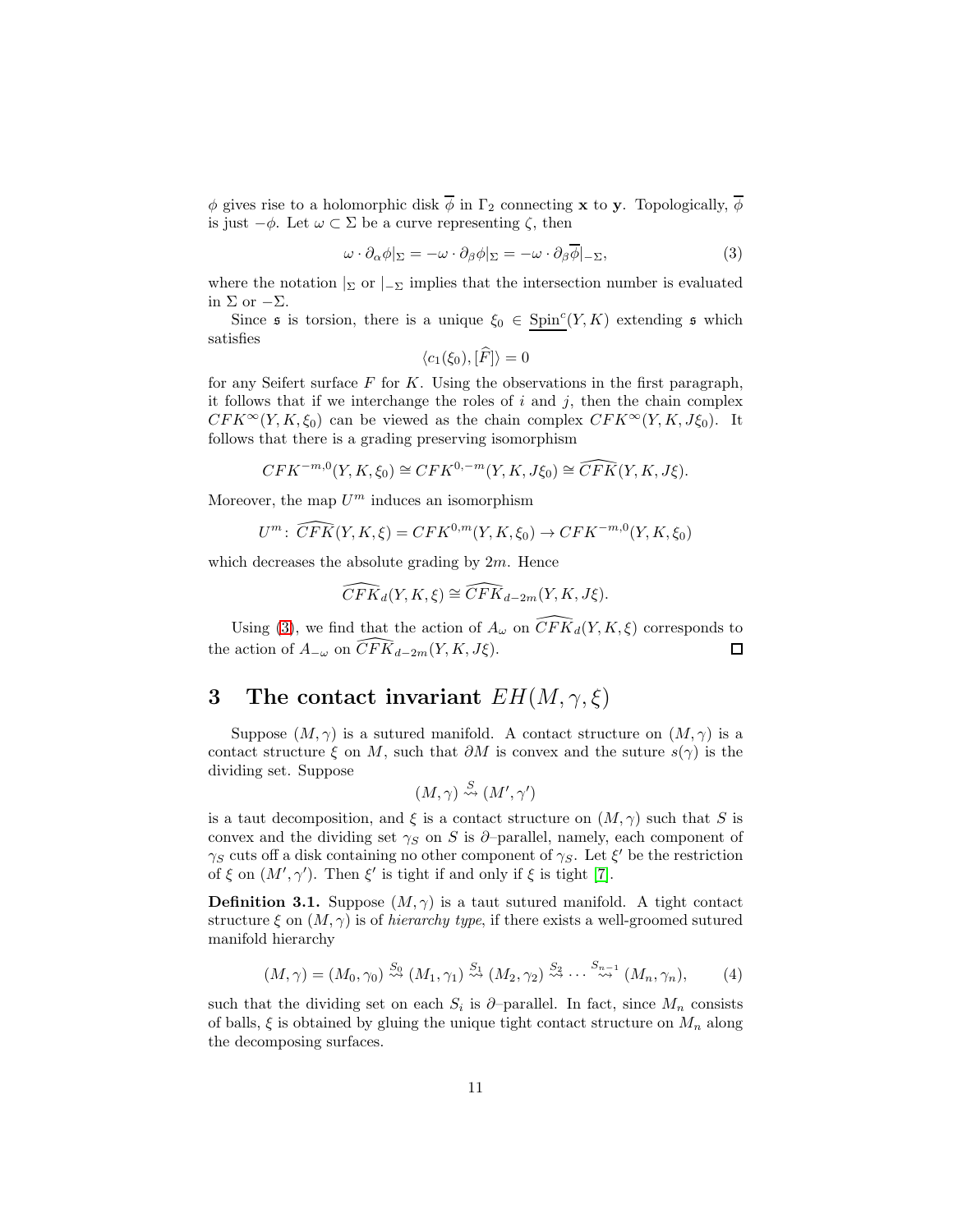$\phi$ gives rise to a holomorphic disk $\overline{\phi}$ in $\Gamma_2$ connecting $\mathbf{x}$ to $\mathbf{y}$. Topologically, $\overline{\phi}$ is just $-\phi$. Let $\omega \subset \Sigma$ be a curve representing $\zeta$, then

$$\omega \cdot \partial_\alpha \phi|_\Sigma = -\omega \cdot \partial_\beta \phi|_\Sigma = -\omega \cdot \partial_\beta \overline{\phi}|_{-\Sigma}, \tag{3}$$

where the notation $|_\Sigma$ or $|_{-\Sigma}$ implies that the intersection number is evaluated in $\Sigma$ or $-\Sigma$.

Since $\mathfrak{s}$ is torsion, there is a unique $\xi_0 \in \underline{\mathrm{Spin}^c}(Y,K)$ extending $\mathfrak{s}$ which satisfies

$$\langle c_1(\xi_0), [\widehat{F}] \rangle = 0$$

for any Seifert surface $F$ for $K$. Using the observations in the first paragraph, it follows that if we interchange the roles of $i$ and $j$, then the chain complex $CFK^\infty(Y,K,\xi_0)$ can be viewed as the chain complex $CFK^\infty(Y,K,J\xi_0)$. It follows that there is a grading preserving isomorphism

$$CFK^{-m,0}(Y,K,\xi_0) \cong CFK^{0,-m}(Y,K,J\xi_0) \cong \widehat{CFK}(Y,K,J\xi).$$

Moreover, the map $U^m$ induces an isomorphism

$$U^m \colon \widehat{CFK}(Y,K,\xi) = CFK^{0,m}(Y,K,\xi_0) \to CFK^{-m,0}(Y,K,\xi_0)$$

which decreases the absolute grading by $2m$. Hence

$$\widehat{CFK}_d(Y,K,\xi) \cong \widehat{CFK}_{d-2m}(Y,K,J\xi).$$

Using (3), we find that the action of $A_\omega$ on $\widehat{CFK}_d(Y,K,\xi)$ corresponds to the action of $A_{-\omega}$ on $\widehat{CFK}_{d-2m}(Y,K,J\xi)$. □

# 3 The contact invariant $EH(M,\gamma,\xi)$

Suppose $(M,\gamma)$ is a sutured manifold. A contact structure on $(M,\gamma)$ is a contact structure $\xi$ on $M$, such that $\partial M$ is convex and the suture $s(\gamma)$ is the dividing set. Suppose

$$(M,\gamma) \overset{S}{\rightsquigarrow} (M',\gamma')$$

is a taut decomposition, and $\xi$ is a contact structure on $(M,\gamma)$ such that $S$ is convex and the dividing set $\gamma_S$ on $S$ is $\partial$–parallel, namely, each component of $\gamma_S$ cuts off a disk containing no other component of $\gamma_S$. Let $\xi'$ be the restriction of $\xi$ on $(M',\gamma')$. Then $\xi'$ is tight if and only if $\xi$ is tight [7].

**Definition 3.1.** Suppose $(M,\gamma)$ is a taut sutured manifold. A tight contact structure $\xi$ on $(M,\gamma)$ is of *hierarchy type*, if there exists a well-groomed sutured manifold hierarchy

$$(M,\gamma) = (M_0,\gamma_0) \overset{S_0}{\rightsquigarrow} (M_1,\gamma_1) \overset{S_1}{\rightsquigarrow} (M_2,\gamma_2) \overset{S_2}{\rightsquigarrow} \cdots \overset{S_{n-1}}{\rightsquigarrow} (M_n,\gamma_n), \tag{4}$$

such that the dividing set on each $S_i$ is $\partial$–parallel. In fact, since $M_n$ consists of balls, $\xi$ is obtained by gluing the unique tight contact structure on $M_n$ along the decomposing surfaces.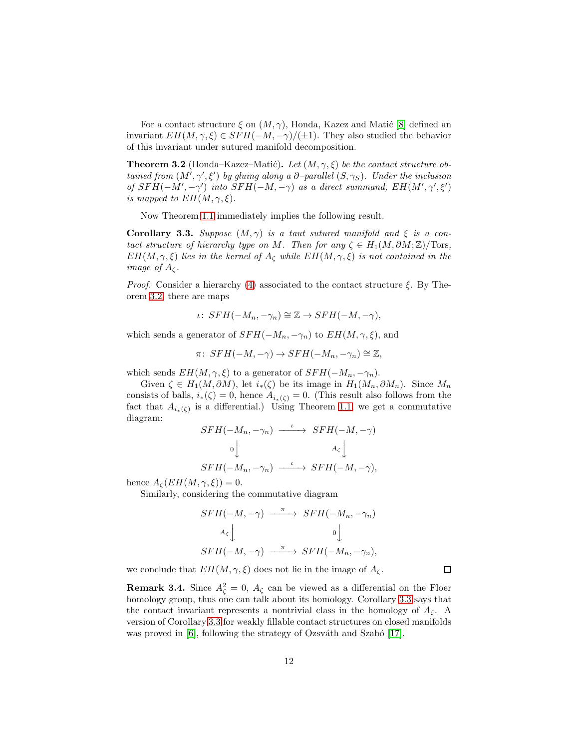For a contact structure $\xi$ on $(M,\gamma)$, Honda, Kazez and Matić [8] defined an invariant $EH(M,\gamma,\xi) \in SFH(-M,-\gamma)/(\pm 1)$. They also studied the behavior of this invariant under sutured manifold decomposition.

**Theorem 3.2** (Honda–Kazez–Matić)**.** *Let $(M,\gamma,\xi)$ be the contact structure obtained from $(M',\gamma',\xi')$ by gluing along a $\partial$–parallel $(S,\gamma_S)$. Under the inclusion of $SFH(-M',-\gamma')$ into $SFH(-M,-\gamma)$ as a direct summand, $EH(M',\gamma',\xi')$ is mapped to $EH(M,\gamma,\xi)$.*

Now Theorem 1.1 immediately implies the following result.

**Corollary 3.3.** *Suppose $(M,\gamma)$ is a taut sutured manifold and $\xi$ is a contact structure of hierarchy type on $M$. Then for any $\zeta \in H_1(M,\partial M;\mathbb{Z})/\text{Tors}$, $EH(M,\gamma,\xi)$ lies in the kernel of $A_\zeta$ while $EH(M,\gamma,\xi)$ is not contained in the image of $A_\zeta$.*

*Proof.* Consider a hierarchy (4) associated to the contact structure $\xi$. By Theorem 3.2, there are maps

$$\iota\colon\ SFH(-M_n,-\gamma_n) \cong \mathbb{Z} \to SFH(-M,-\gamma),$$

which sends a generator of $SFH(-M_n,-\gamma_n)$ to $EH(M,\gamma,\xi)$, and

$$\pi\colon\ SFH(-M,-\gamma) \to SFH(-M_n,-\gamma_n) \cong \mathbb{Z},$$

which sends $EH(M,\gamma,\xi)$ to a generator of $SFH(-M_n,-\gamma_n)$.

Given $\zeta \in H_1(M,\partial M)$, let $i_*(\zeta)$ be its image in $H_1(M_n,\partial M_n)$. Since $M_n$ consists of balls, $i_*(\zeta)=0$, hence $A_{i_*(\zeta)}=0$. (This result also follows from the fact that $A_{i_*(\zeta)}$ is a differential.) Using Theorem 1.1, we get a commutative diagram:

$$\begin{array}{ccc}
SFH(-M_n,-\gamma_n) & \xrightarrow{\ \iota\ } & SFH(-M,-\gamma) \\
{\scriptstyle 0}\downarrow & & \downarrow{\scriptstyle A_\zeta} \\
SFH(-M_n,-\gamma_n) & \xrightarrow{\ \iota\ } & SFH(-M,-\gamma),
\end{array}$$

hence $A_\zeta(EH(M,\gamma,\xi))=0$.

Similarly, considering the commutative diagram

$$\begin{array}{ccc}
SFH(-M,-\gamma) & \xrightarrow{\ \pi\ } & SFH(-M_n,-\gamma_n) \\
{\scriptstyle A_\zeta}\downarrow & & \downarrow{\scriptstyle 0} \\
SFH(-M,-\gamma) & \xrightarrow{\ \pi\ } & SFH(-M_n,-\gamma_n),
\end{array}$$

we conclude that $EH(M,\gamma,\xi)$ does not lie in the image of $A_\zeta$. ∎

**Remark 3.4.** Since $A_\zeta^2=0$, $A_\zeta$ can be viewed as a differential on the Floer homology group, thus one can talk about its homology. Corollary 3.3 says that the contact invariant represents a nontrivial class in the homology of $A_\zeta$. A version of Corollary 3.3 for weakly fillable contact structures on closed manifolds was proved in [6], following the strategy of Ozsváth and Szabó [17].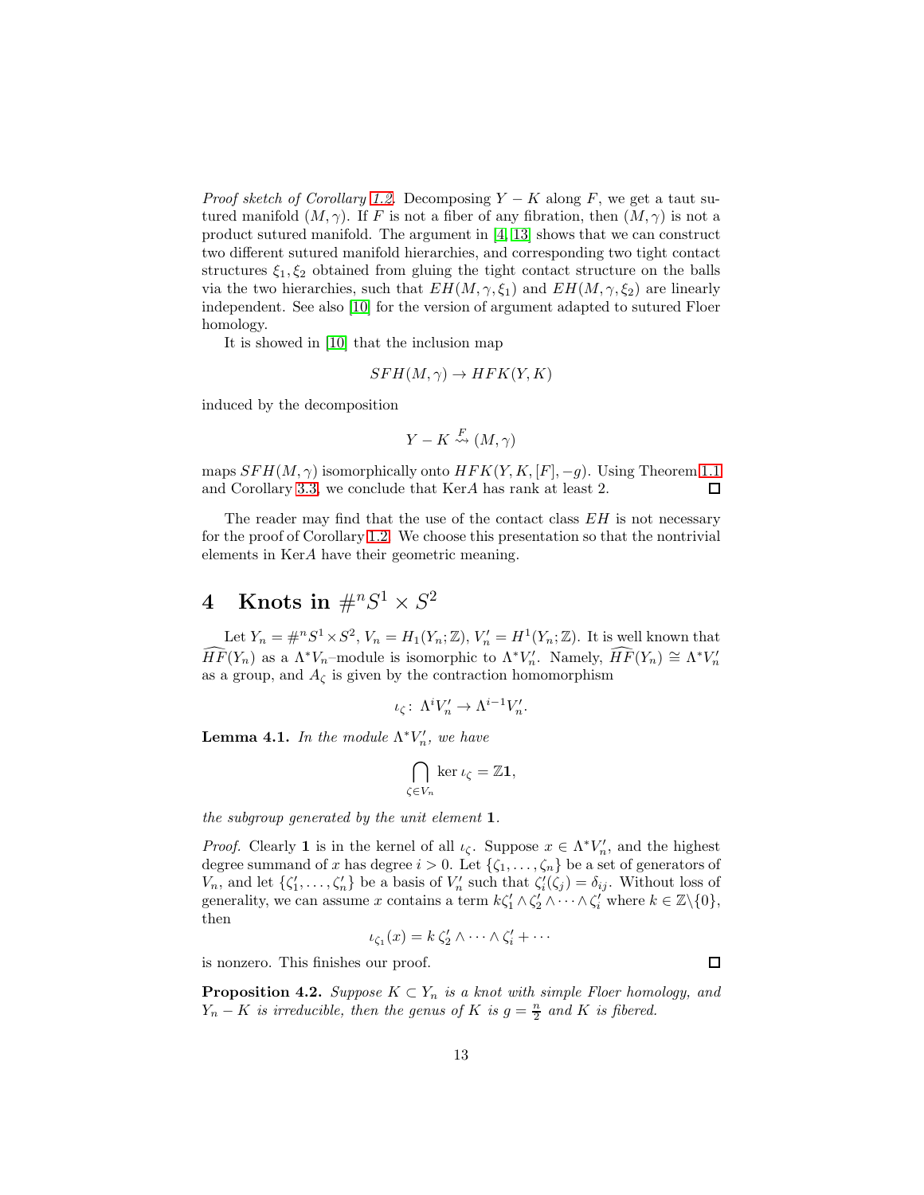*Proof sketch of Corollary 1.2.* Decomposing $Y - K$ along $F$, we get a taut sutured manifold $(M, \gamma)$. If $F$ is not a fiber of any fibration, then $(M, \gamma)$ is not a product sutured manifold. The argument in [4, 13] shows that we can construct two different sutured manifold hierarchies, and corresponding two tight contact structures $\xi_1, \xi_2$ obtained from gluing the tight contact structure on the balls via the two hierarchies, such that $EH(M, \gamma, \xi_1)$ and $EH(M, \gamma, \xi_2)$ are linearly independent. See also [10] for the version of argument adapted to sutured Floer homology.

It is showed in [10] that the inclusion map

$$SFH(M, \gamma) \to HFK(Y, K)$$

induced by the decomposition

$$Y - K \overset{F}{\rightsquigarrow} (M, \gamma)$$

maps $SFH(M, \gamma)$ isomorphically onto $HFK(Y, K, [F], -g)$. Using Theorem 1.1 and Corollary 3.3, we conclude that Ker$A$ has rank at least 2. $\square$

The reader may find that the use of the contact class $EH$ is not necessary for the proof of Corollary 1.2. We choose this presentation so that the nontrivial elements in Ker$A$ have their geometric meaning.

# 4 Knots in $\#^n S^1 \times S^2$

Let $Y_n = \#^n S^1 \times S^2$, $V_n = H_1(Y_n; \mathbb{Z})$, $V_n' = H^1(Y_n; \mathbb{Z})$. It is well known that $\widehat{HF}(Y_n)$ as a $\Lambda^* V_n$–module is isomorphic to $\Lambda^* V_n'$. Namely, $\widehat{HF}(Y_n) \cong \Lambda^* V_n'$ as a group, and $A_\zeta$ is given by the contraction homomorphism

$$\iota_\zeta \colon \Lambda^i V_n' \to \Lambda^{i-1} V_n'.$$

**Lemma 4.1.** *In the module $\Lambda^* V_n'$, we have*

$$\bigcap_{\zeta \in V_n} \ker \iota_\zeta = \mathbb{Z}\mathbf{1},$$

*the subgroup generated by the unit element* $\mathbf{1}$.

*Proof.* Clearly $\mathbf{1}$ is in the kernel of all $\iota_\zeta$. Suppose $x \in \Lambda^* V_n'$, and the highest degree summand of $x$ has degree $i > 0$. Let $\{\zeta_1, \dots, \zeta_n\}$ be a set of generators of $V_n$, and let $\{\zeta_1', \dots, \zeta_n'\}$ be a basis of $V_n'$ such that $\zeta_i'(\zeta_j) = \delta_{ij}$. Without loss of generality, we can assume $x$ contains a term $k\zeta_1' \wedge \zeta_2' \wedge \cdots \wedge \zeta_i'$ where $k \in \mathbb{Z} \backslash \{0\}$, then

$$\iota_{\zeta_1}(x) = k\, \zeta_2' \wedge \cdots \wedge \zeta_i' + \cdots$$

is nonzero. This finishes our proof. $\square$

**Proposition 4.2.** *Suppose $K \subset Y_n$ is a knot with simple Floer homology, and $Y_n - K$ is irreducible, then the genus of $K$ is $g = \frac{n}{2}$ and $K$ is fibered.*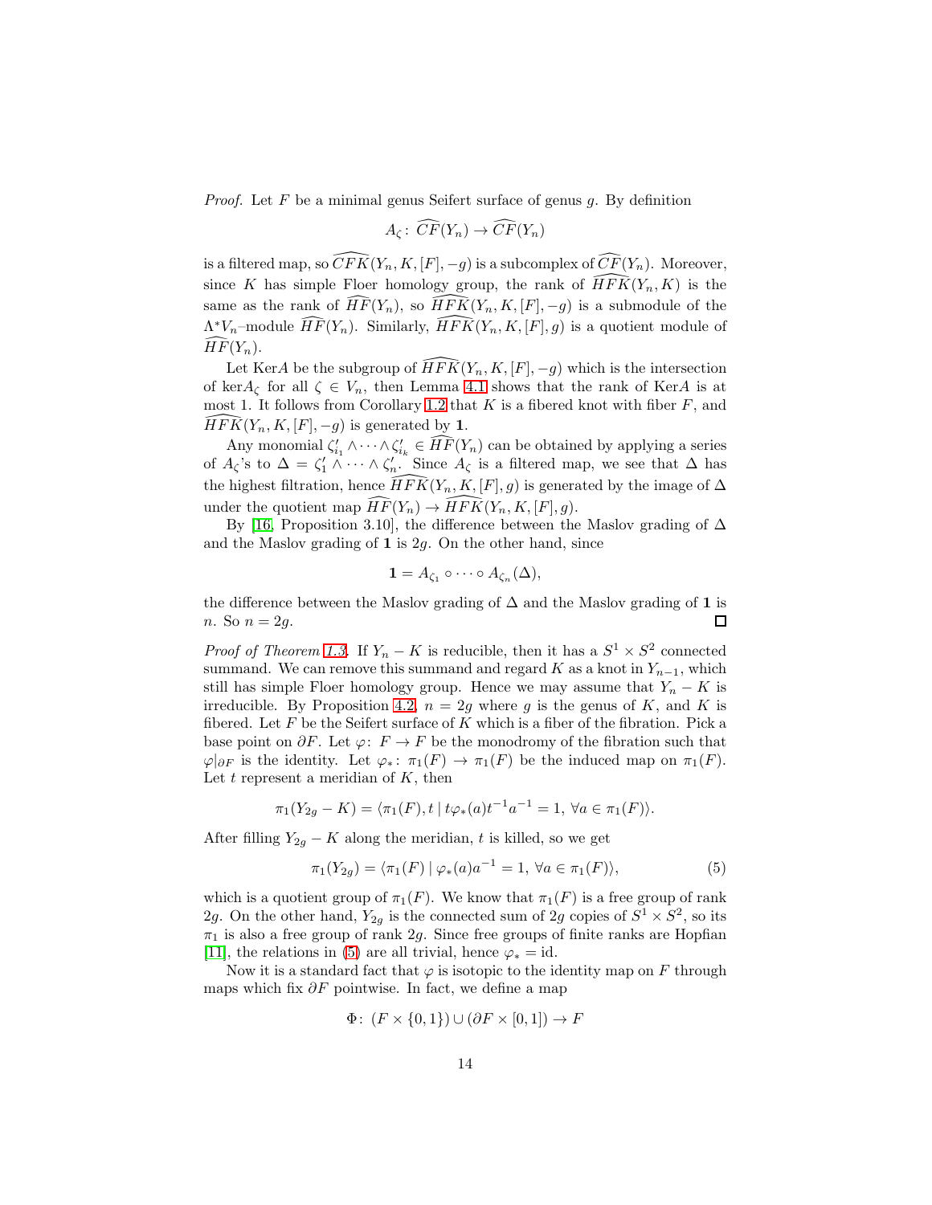*Proof.* Let $F$ be a minimal genus Seifert surface of genus $g$. By definition

$$A_\zeta \colon \widehat{CF}(Y_n) \to \widehat{CF}(Y_n)$$

is a filtered map, so $\widehat{CFK}(Y_n, K, [F], -g)$ is a subcomplex of $\widehat{CF}(Y_n)$. Moreover, since $K$ has simple Floer homology group, the rank of $\widehat{HFK}(Y_n, K)$ is the same as the rank of $\widehat{HF}(Y_n)$, so $\widehat{HFK}(Y_n, K, [F], -g)$ is a submodule of the $\Lambda^* V_n$–module $\widehat{HF}(Y_n)$. Similarly, $\widehat{HFK}(Y_n, K, [F], g)$ is a quotient module of $\widehat{HF}(Y_n)$.

Let Ker$A$ be the subgroup of $\widehat{HFK}(Y_n, K, [F], -g)$ which is the intersection of $\ker A_\zeta$ for all $\zeta \in V_n$, then Lemma 4.1 shows that the rank of Ker$A$ is at most 1. It follows from Corollary 1.2 that $K$ is a fibered knot with fiber $F$, and $\widehat{HFK}(Y_n, K, [F], -g)$ is generated by $\mathbf{1}$.

Any monomial $\zeta'_{i_1} \wedge \cdots \wedge \zeta'_{i_k} \in \widehat{HF}(Y_n)$ can be obtained by applying a series of $A_\zeta$'s to $\Delta = \zeta'_1 \wedge \cdots \wedge \zeta'_n$. Since $A_\zeta$ is a filtered map, we see that $\Delta$ has the highest filtration, hence $\widehat{HFK}(Y_n, K, [F], g)$ is generated by the image of $\Delta$ under the quotient map $\widehat{HF}(Y_n) \to \widehat{HFK}(Y_n, K, [F], g)$.

By [16, Proposition 3.10], the difference between the Maslov grading of $\Delta$ and the Maslov grading of $\mathbf{1}$ is $2g$. On the other hand, since

$$\mathbf{1} = A_{\zeta_1} \circ \cdots \circ A_{\zeta_n}(\Delta),$$

the difference between the Maslov grading of $\Delta$ and the Maslov grading of $\mathbf{1}$ is $n$. So $n = 2g$. $\square$

*Proof of Theorem 1.3.* If $Y_n - K$ is reducible, then it has a $S^1 \times S^2$ connected summand. We can remove this summand and regard $K$ as a knot in $Y_{n-1}$, which still has simple Floer homology group. Hence we may assume that $Y_n - K$ is irreducible. By Proposition 4.2, $n = 2g$ where $g$ is the genus of $K$, and $K$ is fibered. Let $F$ be the Seifert surface of $K$ which is a fiber of the fibration. Pick a base point on $\partial F$. Let $\varphi \colon F \to F$ be the monodromy of the fibration such that $\varphi|_{\partial F}$ is the identity. Let $\varphi_* \colon \pi_1(F) \to \pi_1(F)$ be the induced map on $\pi_1(F)$. Let $t$ represent a meridian of $K$, then

$$\pi_1(Y_{2g} - K) = \langle \pi_1(F), t \mid t\varphi_*(a)t^{-1}a^{-1} = 1, \ \forall a \in \pi_1(F)\rangle.$$

After filling $Y_{2g} - K$ along the meridian, $t$ is killed, so we get

$$\pi_1(Y_{2g}) = \langle \pi_1(F) \mid \varphi_*(a)a^{-1} = 1, \ \forall a \in \pi_1(F)\rangle, \tag{5}$$

which is a quotient group of $\pi_1(F)$. We know that $\pi_1(F)$ is a free group of rank $2g$. On the other hand, $Y_{2g}$ is the connected sum of $2g$ copies of $S^1 \times S^2$, so its $\pi_1$ is also a free group of rank $2g$. Since free groups of finite ranks are Hopfian [11], the relations in (5) are all trivial, hence $\varphi_* = \mathrm{id}$.

Now it is a standard fact that $\varphi$ is isotopic to the identity map on $F$ through maps which fix $\partial F$ pointwise. In fact, we define a map

$$\Phi \colon (F \times \{0, 1\}) \cup (\partial F \times [0, 1]) \to F$$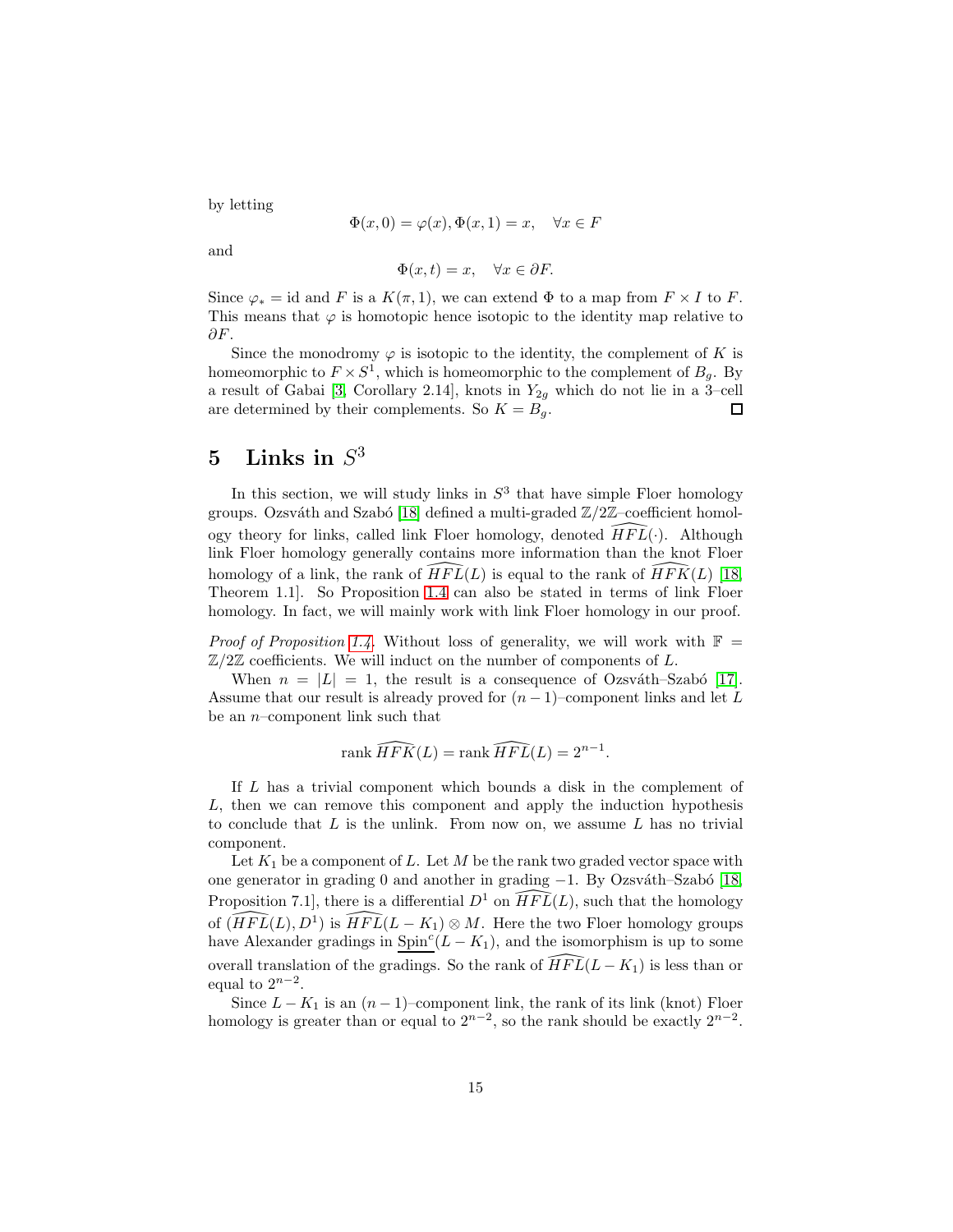by letting

$$\Phi(x,0)=\varphi(x), \Phi(x,1)=x, \quad \forall x \in F$$

and

$$\Phi(x,t)=x, \quad \forall x \in \partial F.$$

Since $\varphi_* = \text{id}$ and $F$ is a $K(\pi,1)$, we can extend $\Phi$ to a map from $F \times I$ to $F$. This means that $\varphi$ is homotopic hence isotopic to the identity map relative to $\partial F$.

Since the monodromy $\varphi$ is isotopic to the identity, the complement of $K$ is homeomorphic to $F \times S^1$, which is homeomorphic to the complement of $B_g$. By a result of Gabai [3, Corollary 2.14], knots in $Y_{2g}$ which do not lie in a 3–cell are determined by their complements. So $K = B_g$. $\square$

# 5 Links in $S^3$

In this section, we will study links in $S^3$ that have simple Floer homology groups. Ozsváth and Szabó [18] defined a multi-graded $\mathbb{Z}/2\mathbb{Z}$–coefficient homology theory for links, called link Floer homology, denoted $\widehat{HFL}(\cdot)$. Although link Floer homology generally contains more information than the knot Floer homology of a link, the rank of $\widehat{HFL}(L)$ is equal to the rank of $\widehat{HFK}(L)$ [18, Theorem 1.1]. So Proposition 1.4 can also be stated in terms of link Floer homology. In fact, we will mainly work with link Floer homology in our proof.

*Proof of Proposition 1.4.* Without loss of generality, we will work with $\mathbb{F} = \mathbb{Z}/2\mathbb{Z}$ coefficients. We will induct on the number of components of $L$.

When $n = |L| = 1$, the result is a consequence of Ozsváth–Szabó [17]. Assume that our result is already proved for $(n-1)$–component links and let $L$ be an $n$–component link such that

$$\text{rank}\,\widehat{HFK}(L) = \text{rank}\,\widehat{HFL}(L) = 2^{n-1}.$$

If $L$ has a trivial component which bounds a disk in the complement of $L$, then we can remove this component and apply the induction hypothesis to conclude that $L$ is the unlink. From now on, we assume $L$ has no trivial component.

Let $K_1$ be a component of $L$. Let $M$ be the rank two graded vector space with one generator in grading 0 and another in grading $-1$. By Ozsváth–Szabó [18, Proposition 7.1], there is a differential $D^1$ on $\widehat{HFL}(L)$, such that the homology of $(\widehat{HFL}(L), D^1)$ is $\widehat{HFL}(L-K_1)\otimes M$. Here the two Floer homology groups have Alexander gradings in $\underline{\text{Spin}}^c(L-K_1)$, and the isomorphism is up to some overall translation of the gradings. So the rank of $\widehat{HFL}(L-K_1)$ is less than or equal to $2^{n-2}$.

Since $L-K_1$ is an $(n-1)$–component link, the rank of its link (knot) Floer homology is greater than or equal to $2^{n-2}$, so the rank should be exactly $2^{n-2}$.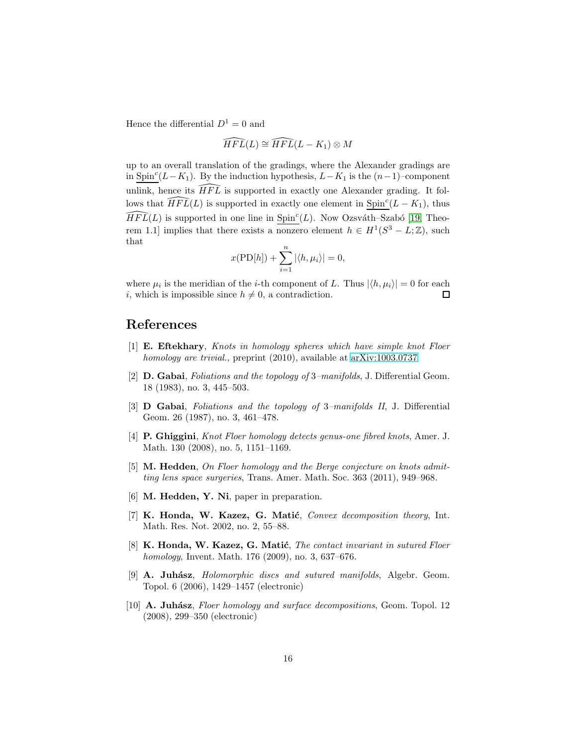Hence the differential $D^1 = 0$ and

$$\widehat{HFL}(L) \cong \widehat{HFL}(L - K_1) \otimes M$$

up to an overall translation of the gradings, where the Alexander gradings are in $\underline{\mathrm{Spin}}^c(L - K_1)$. By the induction hypothesis, $L - K_1$ is the $(n-1)$–component unlink, hence its $\widehat{HFL}$ is supported in exactly one Alexander grading. It follows that $\widehat{HFL}(L)$ is supported in exactly one element in $\underline{\mathrm{Spin}}^c(L - K_1)$, thus $\widehat{HFL}(L)$ is supported in one line in $\underline{\mathrm{Spin}}^c(L)$. Now Ozsváth–Szabó [19, Theorem 1.1] implies that there exists a nonzero element $h \in H^1(S^3 - L; \mathbb{Z})$, such that

$$x(\mathrm{PD}[h]) + \sum_{i=1}^{n} |\langle h, \mu_i \rangle| = 0,$$

where $\mu_i$ is the meridian of the $i$-th component of $L$. Thus $|\langle h, \mu_i \rangle| = 0$ for each $i$, which is impossible since $h \neq 0$, a contradiction. □

## References

[1] **E. Eftekhary**, *Knots in homology spheres which have simple knot Floer homology are trivial.*, preprint (2010), available at arXiv:1003.0737

[2] **D. Gabai**, *Foliations and the topology of 3–manifolds*, J. Differential Geom. 18 (1983), no. 3, 445–503.

[3] **D Gabai**, *Foliations and the topology of 3–manifolds II*, J. Differential Geom. 26 (1987), no. 3, 461–478.

[4] **P. Ghiggini**, *Knot Floer homology detects genus-one fibred knots*, Amer. J. Math. 130 (2008), no. 5, 1151–1169.

[5] **M. Hedden**, *On Floer homology and the Berge conjecture on knots admitting lens space surgeries*, Trans. Amer. Math. Soc. 363 (2011), 949–968.

[6] **M. Hedden, Y. Ni**, paper in preparation.

[7] **K. Honda, W. Kazez, G. Matić**, *Convex decomposition theory*, Int. Math. Res. Not. 2002, no. 2, 55–88.

[8] **K. Honda, W. Kazez, G. Matić**, *The contact invariant in sutured Floer homology*, Invent. Math. 176 (2009), no. 3, 637–676.

[9] **A. Juhász**, *Holomorphic discs and sutured manifolds*, Algebr. Geom. Topol. 6 (2006), 1429–1457 (electronic)

[10] **A. Juhász**, *Floer homology and surface decompositions*, Geom. Topol. 12 (2008), 299–350 (electronic)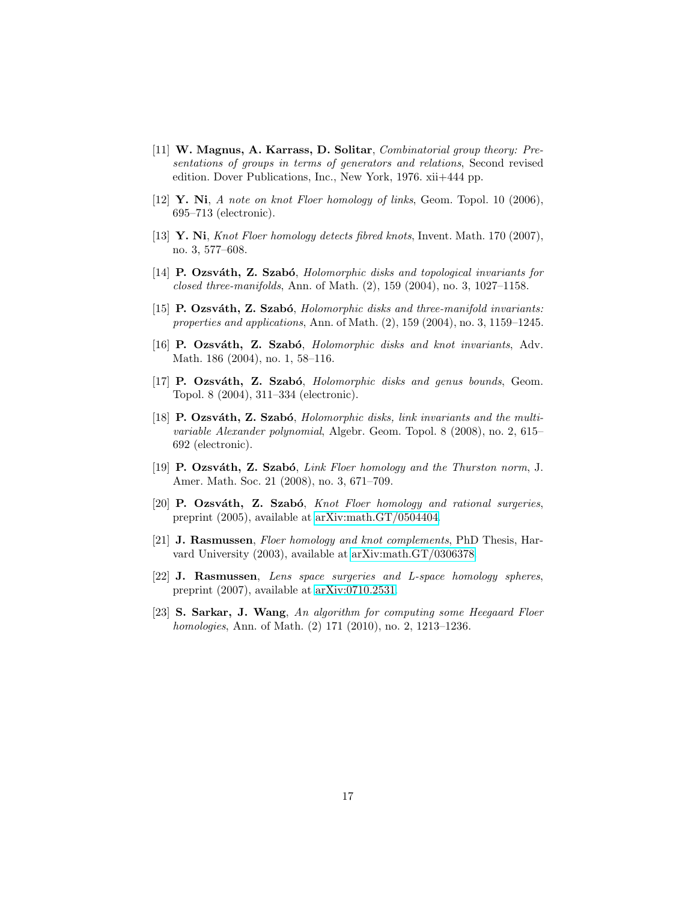[11] **W. Magnus, A. Karrass, D. Solitar**, *Combinatorial group theory: Presentations of groups in terms of generators and relations*, Second revised edition. Dover Publications, Inc., New York, 1976. xii+444 pp.

[12] **Y. Ni**, *A note on knot Floer homology of links*, Geom. Topol. 10 (2006), 695–713 (electronic).

[13] **Y. Ni**, *Knot Floer homology detects fibred knots*, Invent. Math. 170 (2007), no. 3, 577–608.

[14] **P. Ozsváth, Z. Szabó**, *Holomorphic disks and topological invariants for closed three-manifolds*, Ann. of Math. (2), 159 (2004), no. 3, 1027–1158.

[15] **P. Ozsváth, Z. Szabó**, *Holomorphic disks and three-manifold invariants: properties and applications*, Ann. of Math. (2), 159 (2004), no. 3, 1159–1245.

[16] **P. Ozsváth, Z. Szabó**, *Holomorphic disks and knot invariants*, Adv. Math. 186 (2004), no. 1, 58–116.

[17] **P. Ozsváth, Z. Szabó**, *Holomorphic disks and genus bounds*, Geom. Topol. 8 (2004), 311–334 (electronic).

[18] **P. Ozsváth, Z. Szabó**, *Holomorphic disks, link invariants and the multi-variable Alexander polynomial*, Algebr. Geom. Topol. 8 (2008), no. 2, 615–692 (electronic).

[19] **P. Ozsváth, Z. Szabó**, *Link Floer homology and the Thurston norm*, J. Amer. Math. Soc. 21 (2008), no. 3, 671–709.

[20] **P. Ozsváth, Z. Szabó**, *Knot Floer homology and rational surgeries*, preprint (2005), available at arXiv:math.GT/0504404.

[21] **J. Rasmussen**, *Floer homology and knot complements*, PhD Thesis, Harvard University (2003), available at arXiv:math.GT/0306378.

[22] **J. Rasmussen**, *Lens space surgeries and L-space homology spheres*, preprint (2007), available at arXiv:0710.2531.

[23] **S. Sarkar, J. Wang**, *An algorithm for computing some Heegaard Floer homologies*, Ann. of Math. (2) 171 (2010), no. 2, 1213–1236.